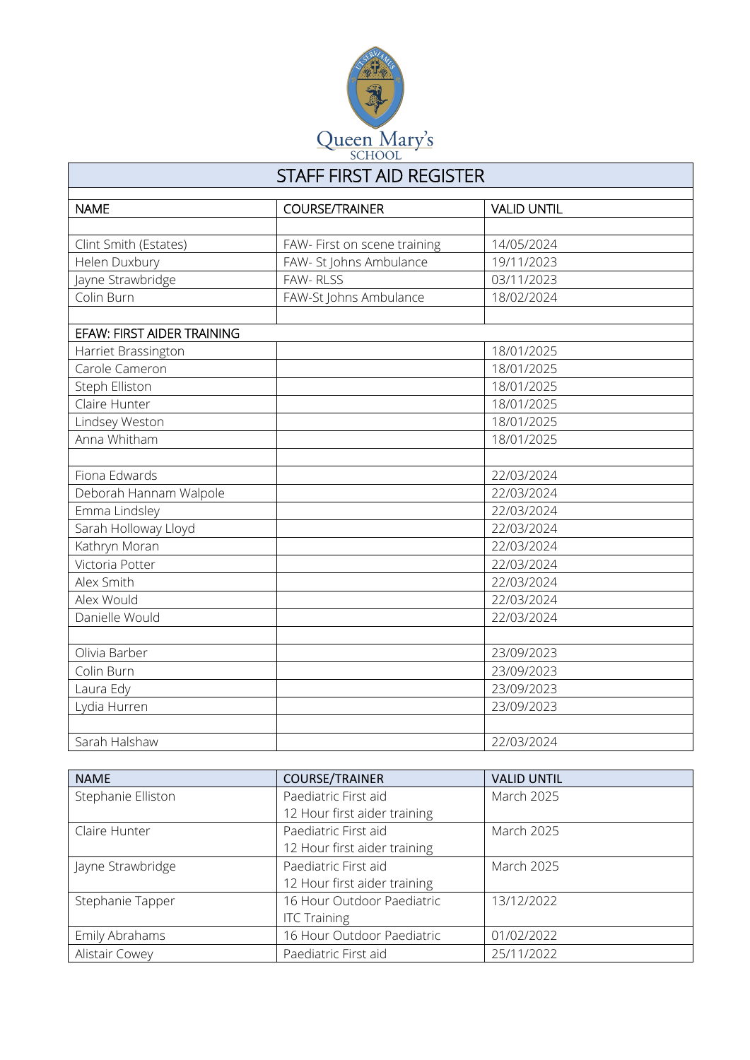Queen Mary's SCHOOL

# STAFF FIRST AID REGISTER

| NAME | COURSE/TRAINER | VALID UNTIL |
|---|---|---|
| | | |
| Clint Smith (Estates) | FAW- First on scene training | 14/05/2024 |
| Helen Duxbury | FAW- St Johns Ambulance | 19/11/2023 |
| Jayne Strawbridge | FAW- RLSS | 03/11/2023 |
| Colin Burn | FAW-St Johns Ambulance | 18/02/2024 |
| | | |
| EFAW: FIRST AIDER TRAINING | | |
| Harriet Brassington | | 18/01/2025 |
| Carole Cameron | | 18/01/2025 |
| Steph Elliston | | 18/01/2025 |
| Claire Hunter | | 18/01/2025 |
| Lindsey Weston | | 18/01/2025 |
| Anna Whitham | | 18/01/2025 |
| | | |
| Fiona Edwards | | 22/03/2024 |
| Deborah Hannam Walpole | | 22/03/2024 |
| Emma Lindsley | | 22/03/2024 |
| Sarah Holloway Lloyd | | 22/03/2024 |
| Kathryn Moran | | 22/03/2024 |
| Victoria Potter | | 22/03/2024 |
| Alex Smith | | 22/03/2024 |
| Alex Would | | 22/03/2024 |
| Danielle Would | | 22/03/2024 |
| | | |
| Olivia Barber | | 23/09/2023 |
| Colin Burn | | 23/09/2023 |
| Laura Edy | | 23/09/2023 |
| Lydia Hurren | | 23/09/2023 |
| | | |
| Sarah Halshaw | | 22/03/2024 |

| NAME | COURSE/TRAINER | VALID UNTIL |
|---|---|---|
| Stephanie Elliston | Paediatric First aid 12 Hour first aider training | March 2025 |
| Claire Hunter | Paediatric First aid 12 Hour first aider training | March 2025 |
| Jayne Strawbridge | Paediatric First aid 12 Hour first aider training | March 2025 |
| Stephanie Tapper | 16 Hour Outdoor Paediatric ITC Training | 13/12/2022 |
| Emily Abrahams | 16 Hour Outdoor Paediatric | 01/02/2022 |
| Alistair Cowey | Paediatric First aid | 25/11/2022 |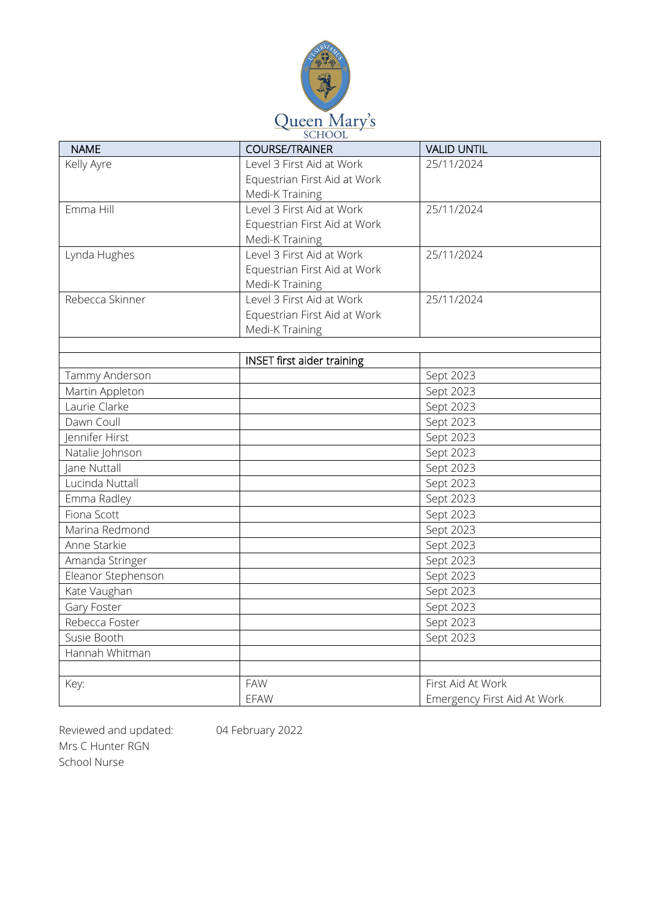Queen Mary's School

| NAME | COURSE/TRAINER | VALID UNTIL |
|---|---|---|
| Kelly Ayre | Level 3 First Aid at Work<br>Equestrian First Aid at Work<br>Medi-K Training | 25/11/2024 |
| Emma Hill | Level 3 First Aid at Work<br>Equestrian First Aid at Work<br>Medi-K Training | 25/11/2024 |
| Lynda Hughes | Level 3 First Aid at Work<br>Equestrian First Aid at Work<br>Medi-K Training | 25/11/2024 |
| Rebecca Skinner | Level 3 First Aid at Work<br>Equestrian First Aid at Work<br>Medi-K Training | 25/11/2024 |
| | | |
| | INSET first aider training | |
| Tammy Anderson | | Sept 2023 |
| Martin Appleton | | Sept 2023 |
| Laurie Clarke | | Sept 2023 |
| Dawn Coull | | Sept 2023 |
| Jennifer Hirst | | Sept 2023 |
| Natalie Johnson | | Sept 2023 |
| Jane Nuttall | | Sept 2023 |
| Lucinda Nuttall | | Sept 2023 |
| Emma Radley | | Sept 2023 |
| Fiona Scott | | Sept 2023 |
| Marina Redmond | | Sept 2023 |
| Anne Starkie | | Sept 2023 |
| Amanda Stringer | | Sept 2023 |
| Eleanor Stephenson | | Sept 2023 |
| Kate Vaughan | | Sept 2023 |
| Gary Foster | | Sept 2023 |
| Rebecca Foster | | Sept 2023 |
| Susie Booth | | Sept 2023 |
| Hannah Whitman | | |
| | | |
| Key: | FAW<br>EFAW | First Aid At Work<br>Emergency First Aid At Work |

Reviewed and updated: 04 February 2022
Mrs C Hunter RGN
School Nurse